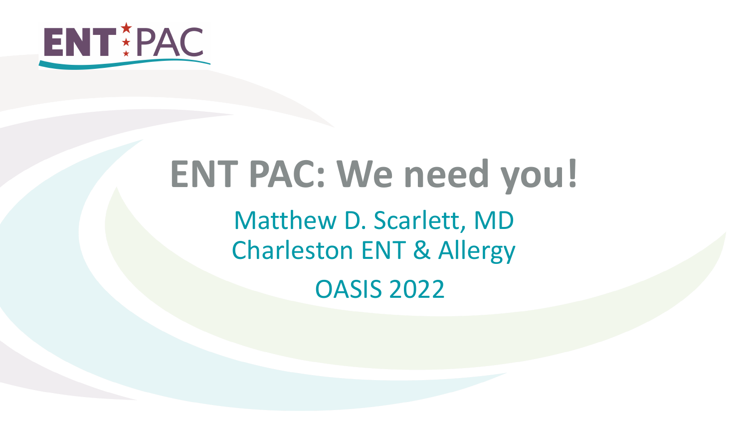ENT PAC

# ENT PAC: We need you!

Matthew D. Scarlett, MD

Charleston ENT & Allergy

OASIS 2022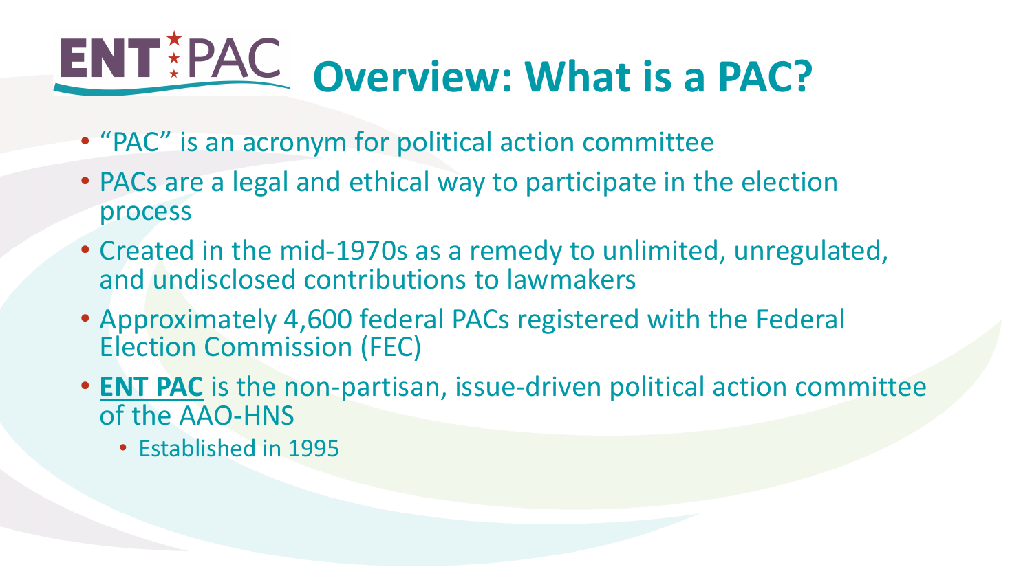# ENT PAC Overview: What is a PAC?

- "PAC" is an acronym for political action committee
- PACs are a legal and ethical way to participate in the election process
- Created in the mid-1970s as a remedy to unlimited, unregulated, and undisclosed contributions to lawmakers
- Approximately 4,600 federal PACs registered with the Federal Election Commission (FEC)
- **ENT PAC** is the non-partisan, issue-driven political action committee of the AAO-HNS
  - Established in 1995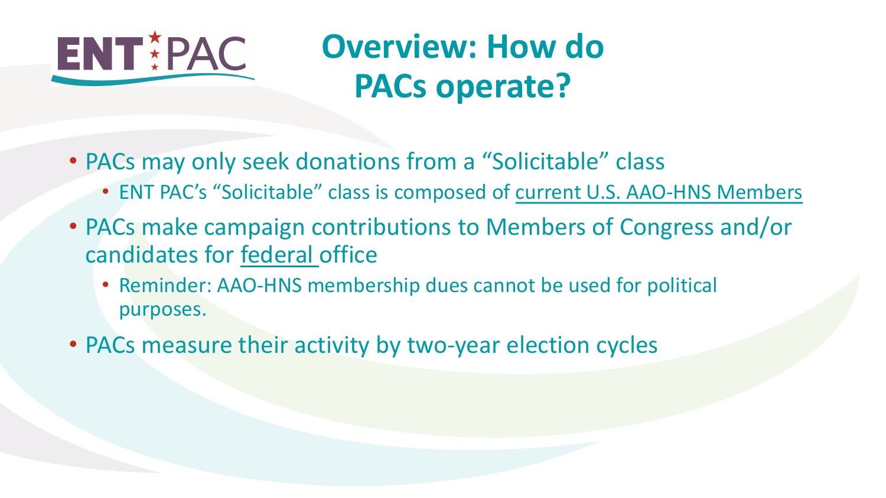ENT PAC

# Overview: How do PACs operate?

- PACs may only seek donations from a "Solicitable" class
  - ENT PAC's "Solicitable" class is composed of current U.S. AAO-HNS Members
- PACs make campaign contributions to Members of Congress and/or candidates for federal office
  - Reminder: AAO-HNS membership dues cannot be used for political purposes.
- PACs measure their activity by two-year election cycles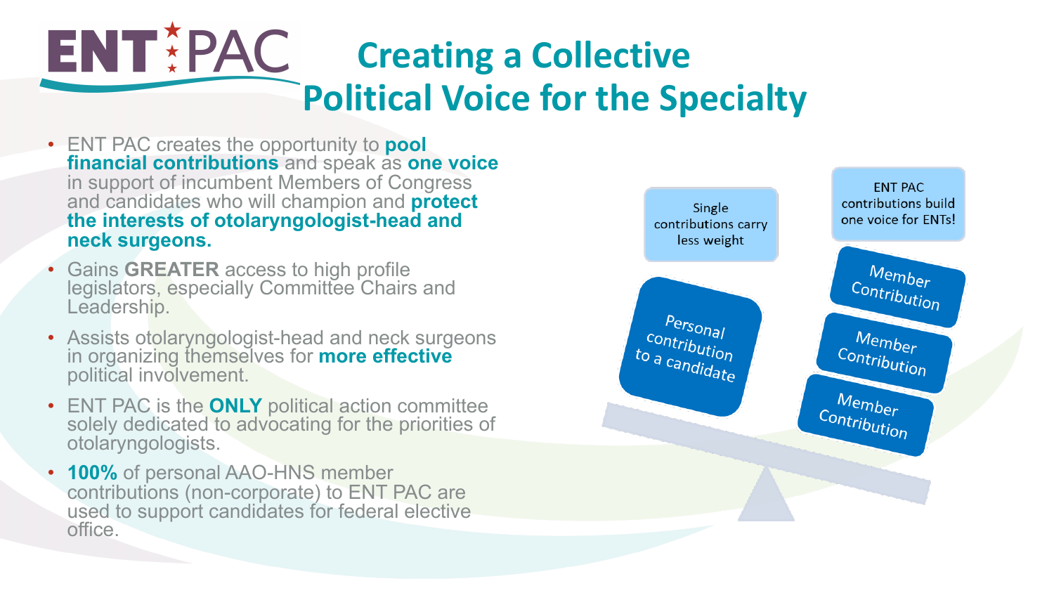# ENT PAC — Creating a Collective Political Voice for the Specialty

- ENT PAC creates the opportunity to **pool financial contributions** and speak as **one voice** in support of incumbent Members of Congress and candidates who will champion and **protect the interests of otolaryngologist-head and neck surgeons.**
- Gains **GREATER** access to high profile legislators, especially Committee Chairs and Leadership.
- Assists otolaryngologist-head and neck surgeons in organizing themselves for **more effective** political involvement.
- ENT PAC is the **ONLY** political action committee solely dedicated to advocating for the priorities of otolaryngologists.
- **100%** of personal AAO-HNS member contributions (non-corporate) to ENT PAC are used to support candidates for federal elective office.

Single contributions carry less weight

Personal contribution to a candidate

ENT PAC contributions build one voice for ENTs!

Member Contribution

Member Contribution

Member Contribution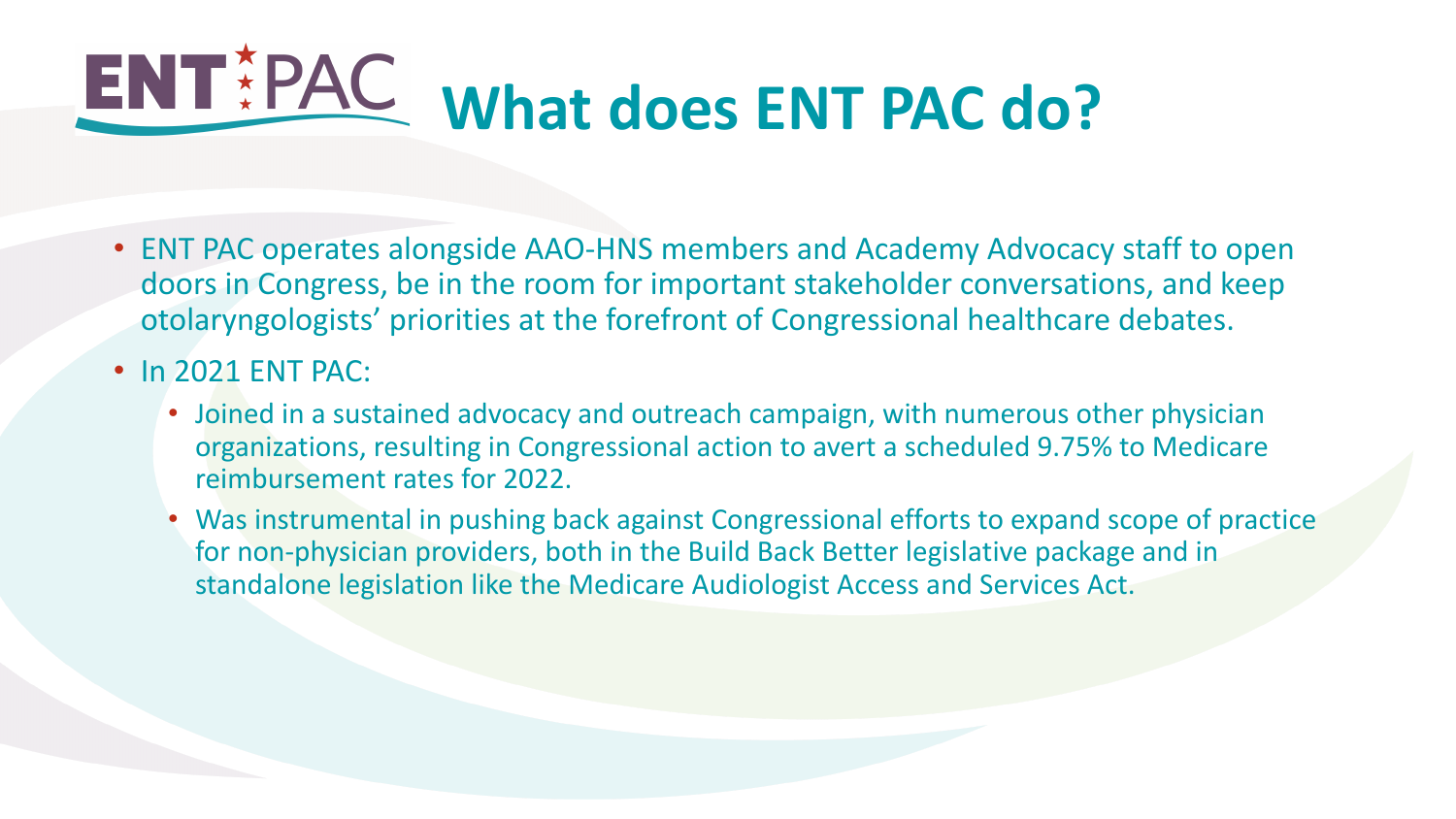# ENT PAC What does ENT PAC do?

- ENT PAC operates alongside AAO-HNS members and Academy Advocacy staff to open doors in Congress, be in the room for important stakeholder conversations, and keep otolaryngologists' priorities at the forefront of Congressional healthcare debates.
- In 2021 ENT PAC:
  - Joined in a sustained advocacy and outreach campaign, with numerous other physician organizations, resulting in Congressional action to avert a scheduled 9.75% to Medicare reimbursement rates for 2022.
  - Was instrumental in pushing back against Congressional efforts to expand scope of practice for non-physician providers, both in the Build Back Better legislative package and in standalone legislation like the Medicare Audiologist Access and Services Act.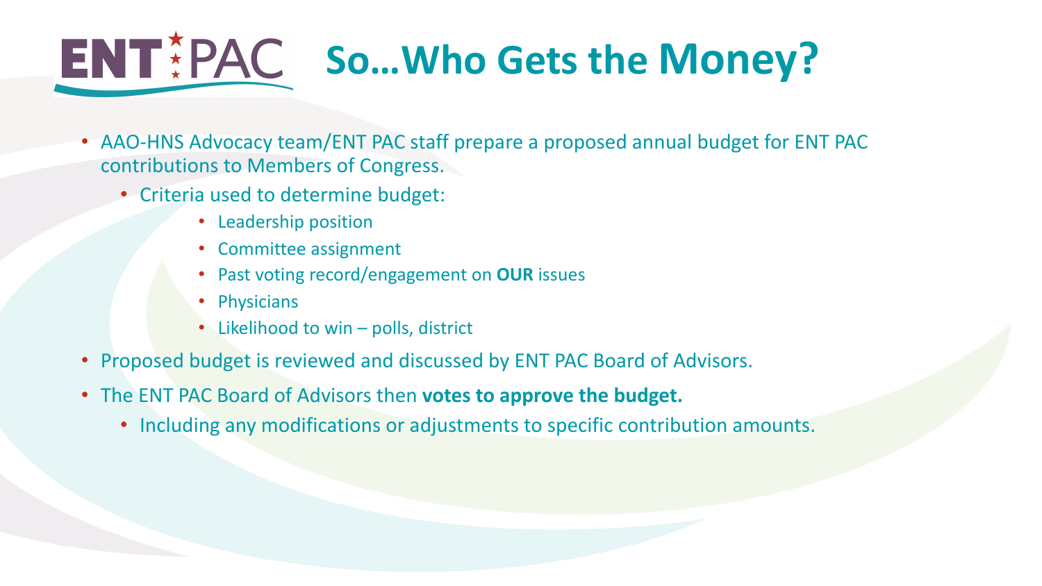# ENT PAC So…Who Gets the Money?

- AAO-HNS Advocacy team/ENT PAC staff prepare a proposed annual budget for ENT PAC contributions to Members of Congress.
  - Criteria used to determine budget:
    - Leadership position
    - Committee assignment
    - Past voting record/engagement on **OUR** issues
    - Physicians
    - Likelihood to win – polls, district
- Proposed budget is reviewed and discussed by ENT PAC Board of Advisors.
- The ENT PAC Board of Advisors then **votes to approve the budget.**
  - Including any modifications or adjustments to specific contribution amounts.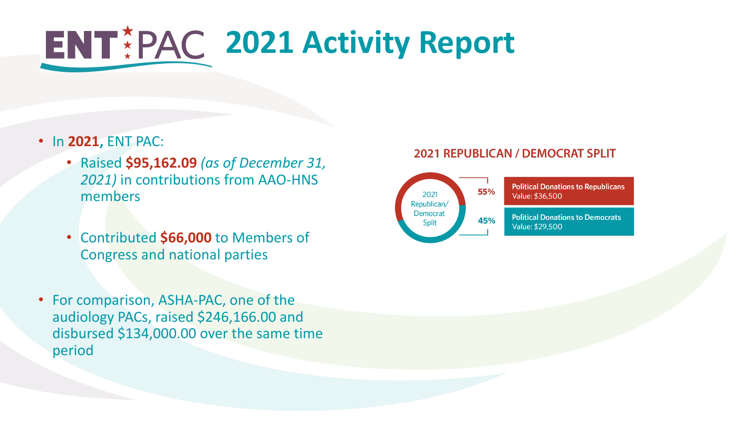# ENT PAC 2021 Activity Report

- In **2021,** ENT PAC:
  - Raised **$95,162.09** *(as of December 31, 2021)* in contributions from AAO-HNS members
  - Contributed **$66,000** to Members of Congress and national parties
- For comparison, ASHA-PAC, one of the audiology PACs, raised $246,166.00 and disbursed $134,000.00 over the same time period

**2021 REPUBLICAN / DEMOCRAT SPLIT**

2021 Republican/ Democrat Split

| Share | Category | Value |
| --- | --- | --- |
| 55% | **Political Donations to Republicans** | Value: $36,500 |
| 45% | **Political Donations to Democrats** | Value: $29,500 |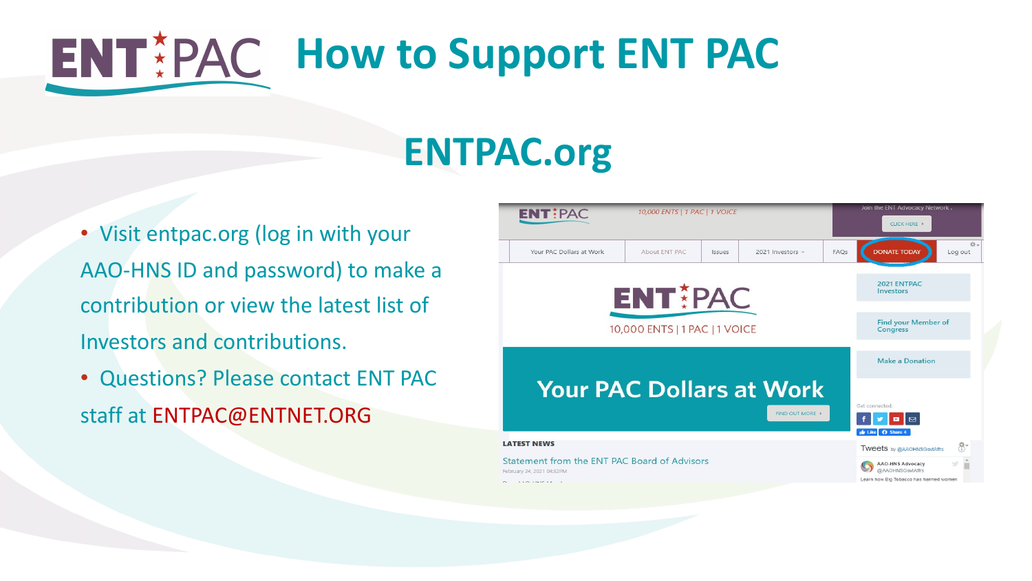# How to Support ENT PAC

## ENTPAC.org

- Visit entpac.org (log in with your AAO-HNS ID and password) to make a contribution or view the latest list of Investors and contributions.
- Questions? Please contact ENT PAC staff at ENTPAC@ENTNET.ORG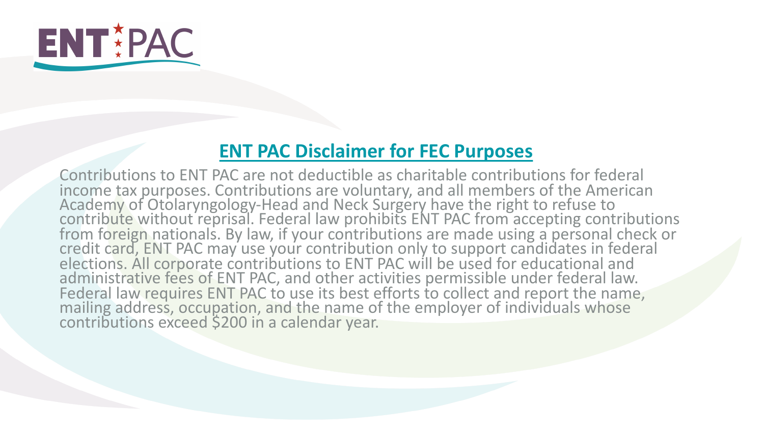ENT PAC

## ENT PAC Disclaimer for FEC Purposes

Contributions to ENT PAC are not deductible as charitable contributions for federal income tax purposes. Contributions are voluntary, and all members of the American Academy of Otolaryngology-Head and Neck Surgery have the right to refuse to contribute without reprisal. Federal law prohibits ENT PAC from accepting contributions from foreign nationals. By law, if your contributions are made using a personal check or credit card, ENT PAC may use your contribution only to support candidates in federal elections. All corporate contributions to ENT PAC will be used for educational and administrative fees of ENT PAC, and other activities permissible under federal law. Federal law requires ENT PAC to use its best efforts to collect and report the name, mailing address, occupation, and the name of the employer of individuals whose contributions exceed $200 in a calendar year.